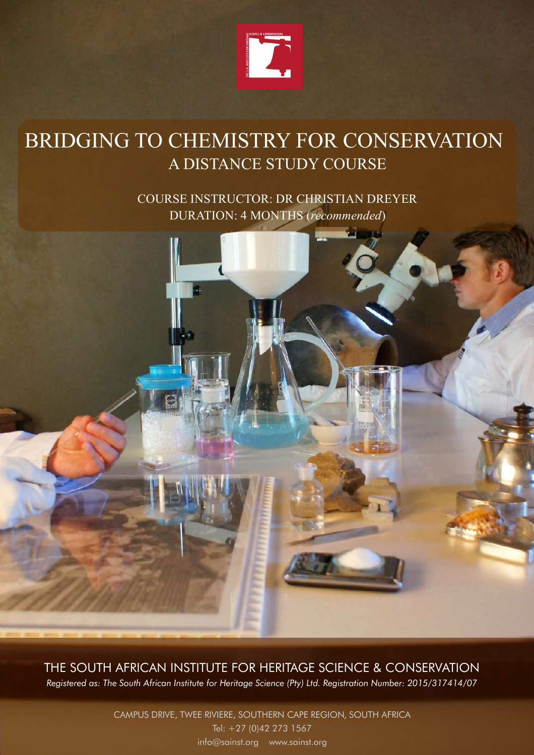# BRIDGING TO CHEMISTRY FOR CONSERVATION

## A DISTANCE STUDY COURSE

COURSE INSTRUCTOR: DR CHRISTIAN DREYER

DURATION: 4 MONTHS (*recommended*)

THE SOUTH AFRICAN INSTITUTE FOR HERITAGE SCIENCE & CONSERVATION

*Registered as: The South African Institute for Heritage Science (Pty) Ltd. Registration Number: 2015/317414/07*

CAMPUS DRIVE, TWEE RIVIERE, SOUTHERN CAPE REGION, SOUTH AFRICA

Tel: +27 (0)42 273 1567

info@sainst.org www.sainst.org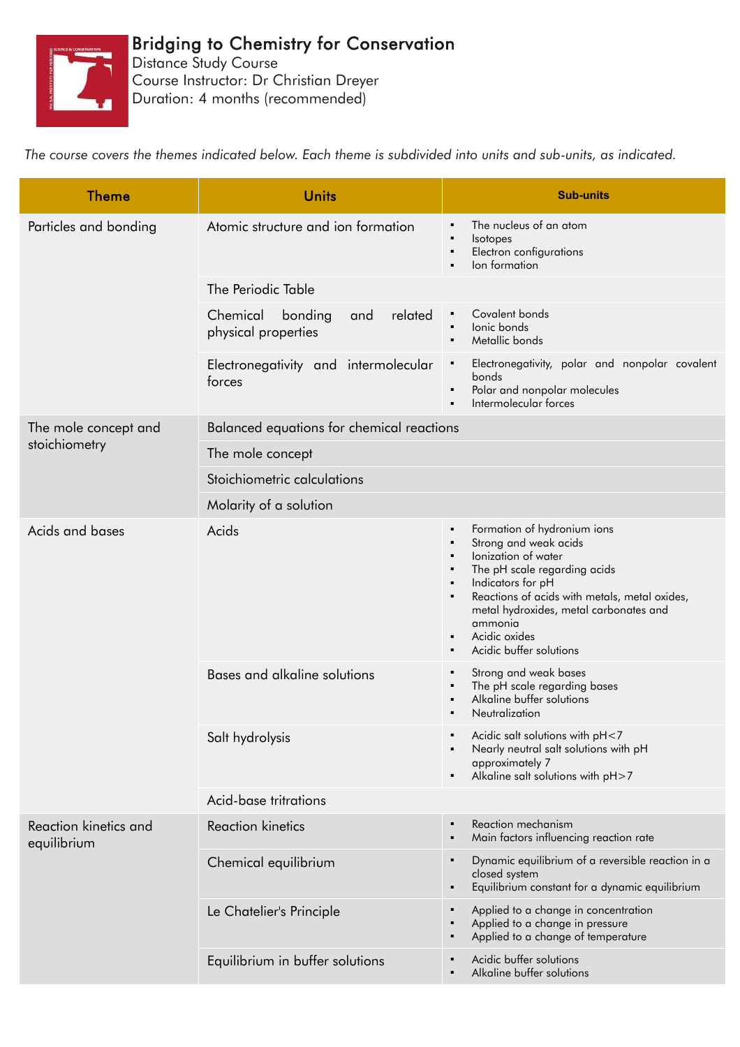# Bridging to Chemistry for Conservation

Distance Study Course
Course Instructor: Dr Christian Dreyer
Duration: 4 months (recommended)

*The course covers the themes indicated below. Each theme is subdivided into units and sub-units, as indicated.*

| Theme | Units | Sub-units |
|---|---|---|
| Particles and bonding | Atomic structure and ion formation | • The nucleus of an atom<br>• Isotopes<br>• Electron configurations<br>• Ion formation |
| | The Periodic Table | |
| | Chemical bonding and related physical properties | • Covalent bonds<br>• Ionic bonds<br>• Metallic bonds |
| | Electronegativity and intermolecular forces | • Electronegativity, polar and nonpolar covalent bonds<br>• Polar and nonpolar molecules<br>• Intermolecular forces |
| The mole concept and stoichiometry | Balanced equations for chemical reactions | |
| | The mole concept | |
| | Stoichiometric calculations | |
| | Molarity of a solution | |
| Acids and bases | Acids | • Formation of hydronium ions<br>• Strong and weak acids<br>• Ionization of water<br>• The pH scale regarding acids<br>• Indicators for pH<br>• Reactions of acids with metals, metal oxides, metal hydroxides, metal carbonates and ammonia<br>• Acidic oxides<br>• Acidic buffer solutions |
| | Bases and alkaline solutions | • Strong and weak bases<br>• The pH scale regarding bases<br>• Alkaline buffer solutions<br>• Neutralization |
| | Salt hydrolysis | • Acidic salt solutions with pH<7<br>• Nearly neutral salt solutions with pH approximately 7<br>• Alkaline salt solutions with pH>7 |
| | Acid-base trtrations | |
| Reaction kinetics and equilibrium | Reaction kinetics | • Reaction mechanism<br>• Main factors influencing reaction rate |
| | Chemical equilibrium | • Dynamic equilibrium of a reversible reaction in a closed system<br>• Equilibrium constant for a dynamic equilibrium |
| | Le Chatelier's Principle | • Applied to a change in concentration<br>• Applied to a change in pressure<br>• Applied to a change of temperature |
| | Equilibrium in buffer solutions | • Acidic buffer solutions<br>• Alkaline buffer solutions |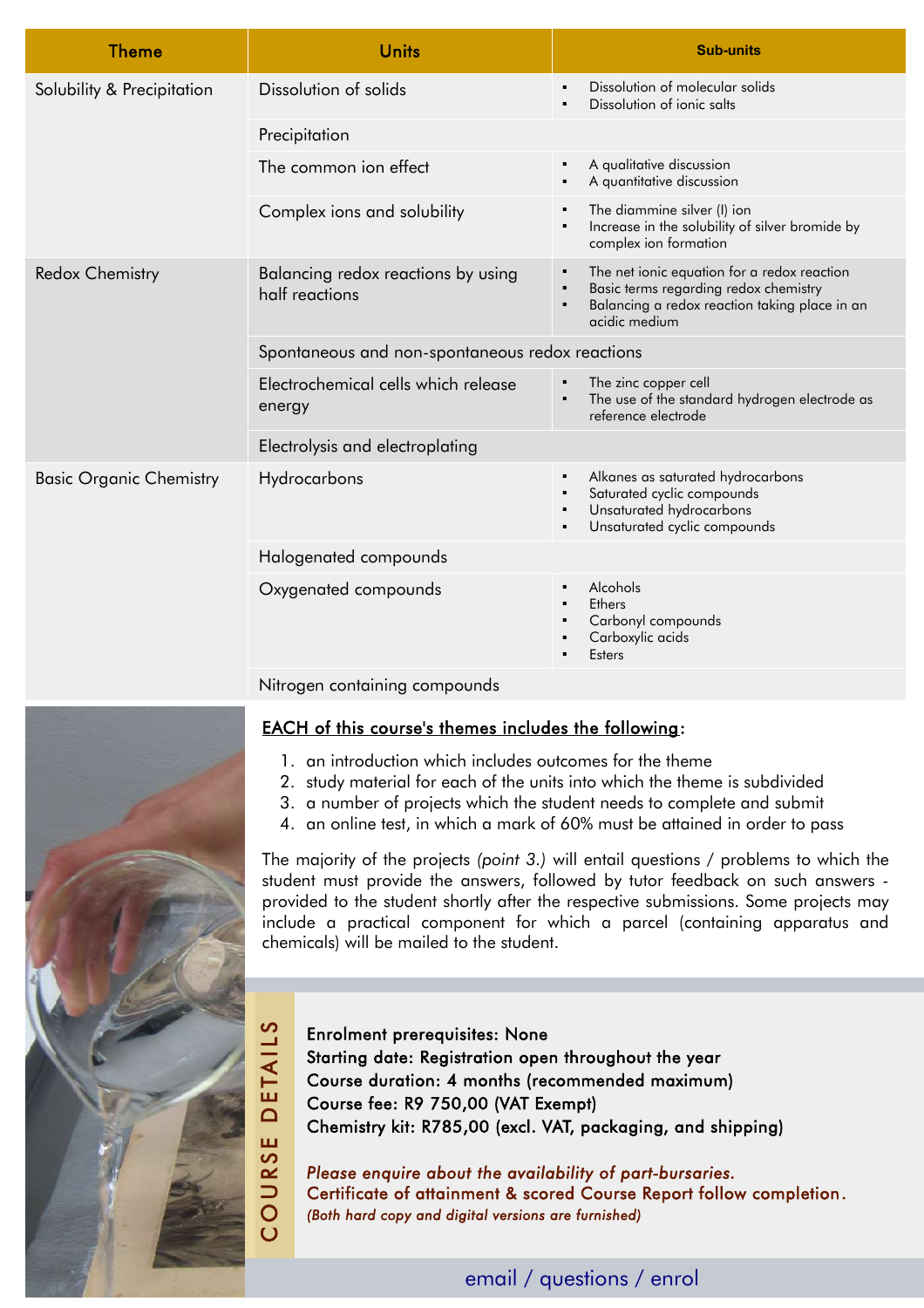| Theme | Units | Sub-units |
| --- | --- | --- |
| Solubility & Precipitation | Dissolution of solids | ▪ Dissolution of molecular solids<br>▪ Dissolution of ionic salts |
| | Precipitation | |
| | The common ion effect | ▪ A qualitative discussion<br>▪ A quantitative discussion |
| | Complex ions and solubility | ▪ The diammine silver (I) ion<br>▪ Increase in the solubility of silver bromide by complex ion formation |
| Redox Chemistry | Balancing redox reactions by using half reactions | ▪ The net ionic equation for a redox reaction<br>▪ Basic terms regarding redox chemistry<br>▪ Balancing a redox reaction taking place in an acidic medium |
| | Spontaneous and non-spontaneous redox reactions | |
| | Electrochemical cells which release energy | ▪ The zinc copper cell<br>▪ The use of the standard hydrogen electrode as reference electrode |
| | Electrolysis and electroplating | |
| Basic Organic Chemistry | Hydrocarbons | ▪ Alkanes as saturated hydrocarbons<br>▪ Saturated cyclic compounds<br>▪ Unsaturated hydrocarbons<br>▪ Unsaturated cyclic compounds |
| | Halogenated compounds | |
| | Oxygenated compounds | ▪ Alcohols<br>▪ Ethers<br>▪ Carbonyl compounds<br>▪ Carboxylic acids<br>▪ Esters |
| | Nitrogen containing compounds | |

EACH of this course's themes includes the following:

1. an introduction which includes outcomes for the theme
2. study material for each of the units into which the theme is subdivided
3. a number of projects which the student needs to complete and submit
4. an online test, in which a mark of 60% must be attained in order to pass

The majority of the projects *(point 3.)* will entail questions / problems to which the student must provide the answers, followed by tutor feedback on such answers - provided to the student shortly after the respective submissions. Some projects may include a practical component for which a parcel (containing apparatus and chemicals) will be mailed to the student.

## COURSE DETAILS

**Enrolment prerequisites: None**
**Starting date: Registration open throughout the year**
**Course duration: 4 months (recommended maximum)**
**Course fee: R9 750,00 (VAT Exempt)**
**Chemistry kit: R785,00 (excl. VAT, packaging, and shipping)**

***Please enquire about the availability of part-bursaries.***
**Certificate of attainment & scored Course Report follow completion.**
***(Both hard copy and digital versions are furnished)***

email / questions / enrol